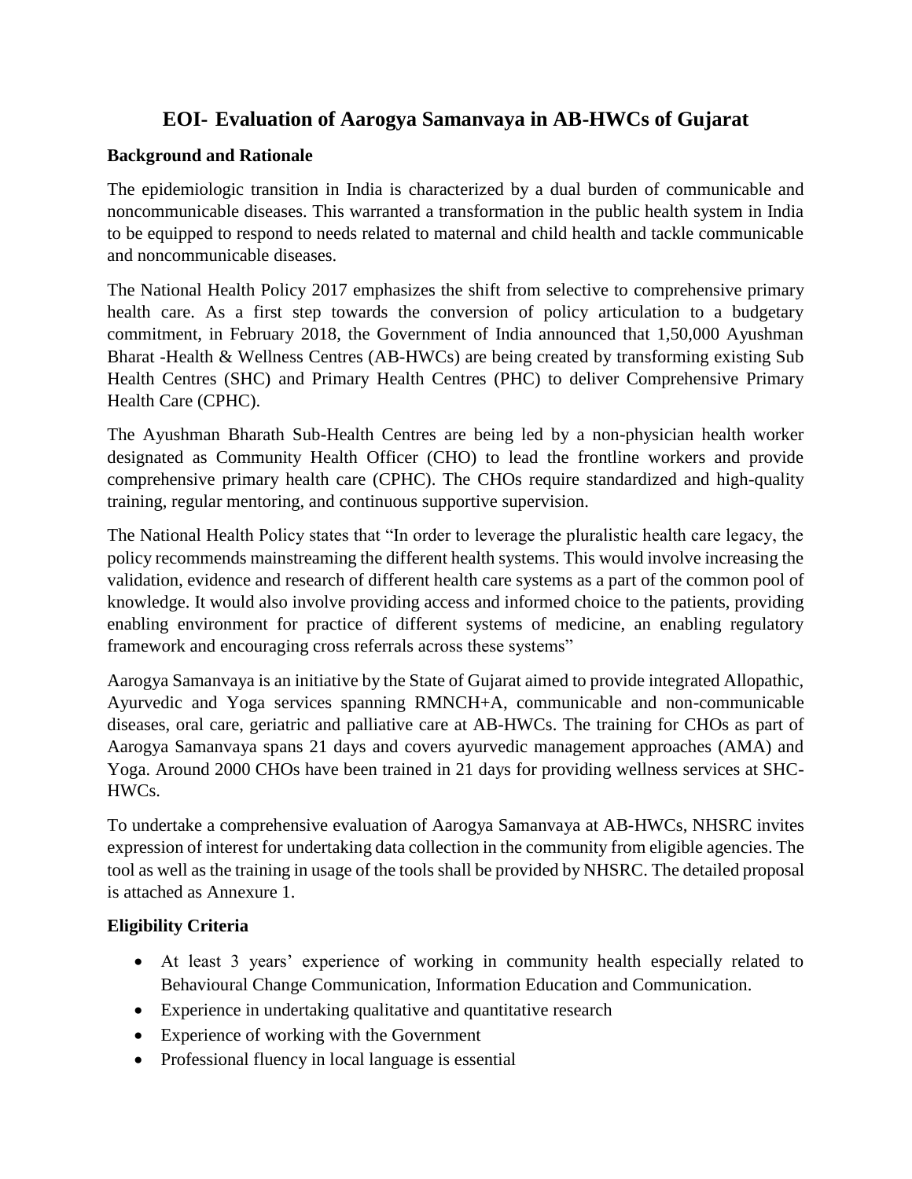# EOI- Evaluation of Aarogya Samanvaya in AB-HWCs of Gujarat

## Background and Rationale

The epidemiologic transition in India is characterized by a dual burden of communicable and noncommunicable diseases. This warranted a transformation in the public health system in India to be equipped to respond to needs related to maternal and child health and tackle communicable and noncommunicable diseases.

The National Health Policy 2017 emphasizes the shift from selective to comprehensive primary health care. As a first step towards the conversion of policy articulation to a budgetary commitment, in February 2018, the Government of India announced that 1,50,000 Ayushman Bharat -Health & Wellness Centres (AB-HWCs) are being created by transforming existing Sub Health Centres (SHC) and Primary Health Centres (PHC) to deliver Comprehensive Primary Health Care (CPHC).

The Ayushman Bharath Sub-Health Centres are being led by a non-physician health worker designated as Community Health Officer (CHO) to lead the frontline workers and provide comprehensive primary health care (CPHC). The CHOs require standardized and high-quality training, regular mentoring, and continuous supportive supervision.

The National Health Policy states that "In order to leverage the pluralistic health care legacy, the policy recommends mainstreaming the different health systems. This would involve increasing the validation, evidence and research of different health care systems as a part of the common pool of knowledge. It would also involve providing access and informed choice to the patients, providing enabling environment for practice of different systems of medicine, an enabling regulatory framework and encouraging cross referrals across these systems"

Aarogya Samanvaya is an initiative by the State of Gujarat aimed to provide integrated Allopathic, Ayurvedic and Yoga services spanning RMNCH+A, communicable and non-communicable diseases, oral care, geriatric and palliative care at AB-HWCs. The training for CHOs as part of Aarogya Samanvaya spans 21 days and covers ayurvedic management approaches (AMA) and Yoga. Around 2000 CHOs have been trained in 21 days for providing wellness services at SHC-HWCs.

To undertake a comprehensive evaluation of Aarogya Samanvaya at AB-HWCs, NHSRC invites expression of interest for undertaking data collection in the community from eligible agencies. The tool as well as the training in usage of the tools shall be provided by NHSRC. The detailed proposal is attached as Annexure 1.

## Eligibility Criteria

- At least 3 years' experience of working in community health especially related to Behavioural Change Communication, Information Education and Communication.
- Experience in undertaking qualitative and quantitative research
- Experience of working with the Government
- Professional fluency in local language is essential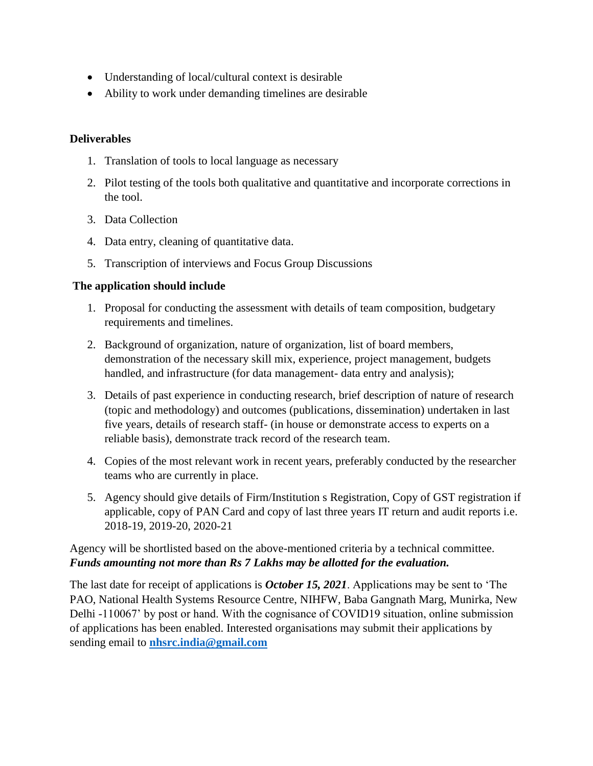- Understanding of local/cultural context is desirable
- Ability to work under demanding timelines are desirable

**Deliverables**

1. Translation of tools to local language as necessary
2. Pilot testing of the tools both qualitative and quantitative and incorporate corrections in the tool.
3. Data Collection
4. Data entry, cleaning of quantitative data.
5. Transcription of interviews and Focus Group Discussions

**The application should include**

1. Proposal for conducting the assessment with details of team composition, budgetary requirements and timelines.
2. Background of organization, nature of organization, list of board members, demonstration of the necessary skill mix, experience, project management, budgets handled, and infrastructure (for data management- data entry and analysis);
3. Details of past experience in conducting research, brief description of nature of research (topic and methodology) and outcomes (publications, dissemination) undertaken in last five years, details of research staff- (in house or demonstrate access to experts on a reliable basis), demonstrate track record of the research team.
4. Copies of the most relevant work in recent years, preferably conducted by the researcher teams who are currently in place.
5. Agency should give details of Firm/Institution s Registration, Copy of GST registration if applicable, copy of PAN Card and copy of last three years IT return and audit reports i.e. 2018-19, 2019-20, 2020-21

Agency will be shortlisted based on the above-mentioned criteria by a technical committee. ***Funds amounting not more than Rs 7 Lakhs may be allotted for the evaluation.***

The last date for receipt of applications is ***October 15, 2021***. Applications may be sent to 'The PAO, National Health Systems Resource Centre, NIHFW, Baba Gangnath Marg, Munirka, New Delhi -110067' by post or hand. With the cognisance of COVID19 situation, online submission of applications has been enabled. Interested organisations may submit their applications by sending email to **nhsrc.india@gmail.com**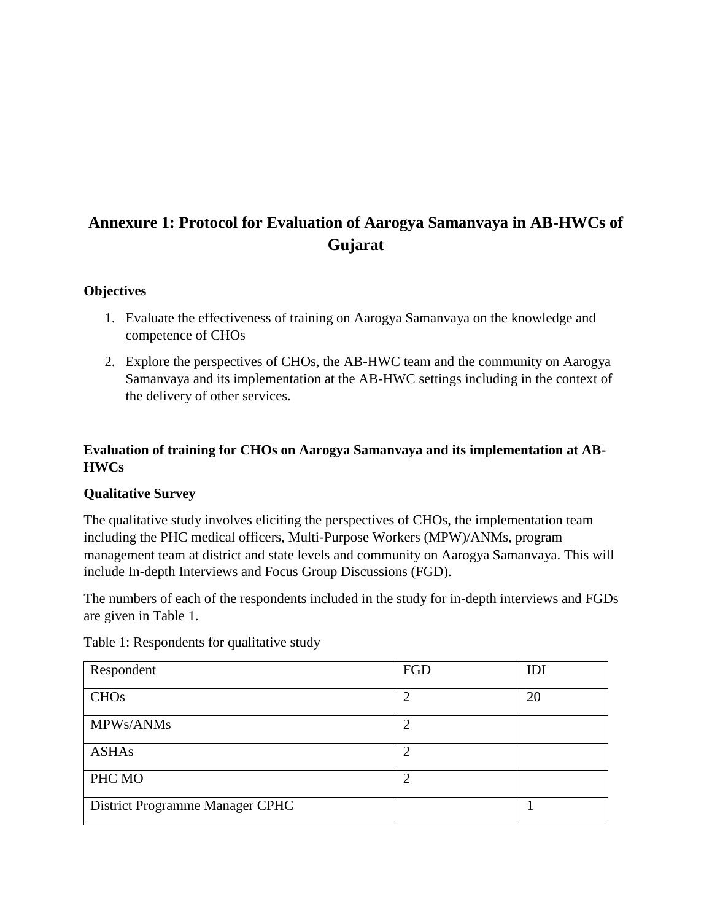# Annexure 1: Protocol for Evaluation of Aarogya Samanvaya in AB-HWCs of Gujarat

## Objectives

1. Evaluate the effectiveness of training on Aarogya Samanvaya on the knowledge and competence of CHOs
2. Explore the perspectives of CHOs, the AB-HWC team and the community on Aarogya Samanvaya and its implementation at the AB-HWC settings including in the context of the delivery of other services.

## Evaluation of training for CHOs on Aarogya Samanvaya and its implementation at AB-HWCs

### Qualitative Survey

The qualitative study involves eliciting the perspectives of CHOs, the implementation team including the PHC medical officers, Multi-Purpose Workers (MPW)/ANMs, program management team at district and state levels and community on Aarogya Samanvaya. This will include In-depth Interviews and Focus Group Discussions (FGD).

The numbers of each of the respondents included in the study for in-depth interviews and FGDs are given in Table 1.

Table 1: Respondents for qualitative study

| Respondent | FGD | IDI |
|---|---|---|
| CHOs | 2 | 20 |
| MPWs/ANMs | 2 | |
| ASHAs | 2 | |
| PHC MO | 2 | |
| District Programme Manager CPHC | | 1 |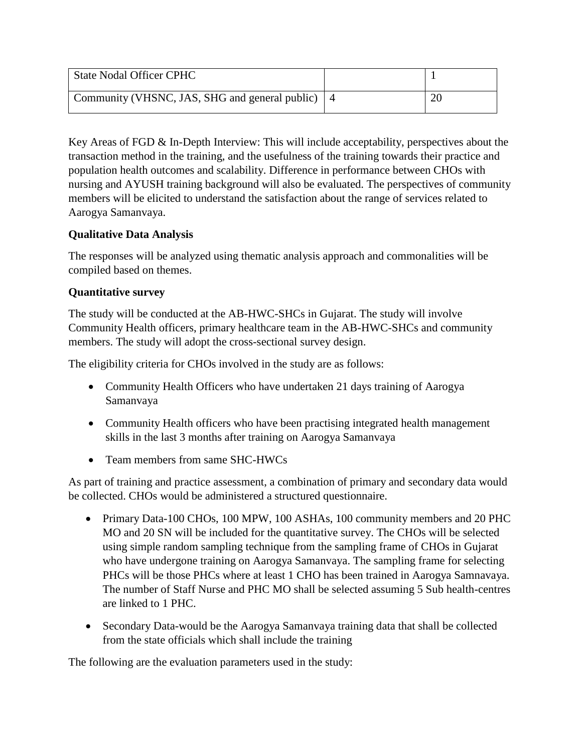| State Nodal Officer CPHC | | 1 |
| --- | --- | --- |
| Community (VHSNC, JAS, SHG and general public) | 4 | 20 |

Key Areas of FGD & In-Depth Interview: This will include acceptability, perspectives about the transaction method in the training, and the usefulness of the training towards their practice and population health outcomes and scalability. Difference in performance between CHOs with nursing and AYUSH training background will also be evaluated. The perspectives of community members will be elicited to understand the satisfaction about the range of services related to Aarogya Samanvaya.

**Qualitative Data Analysis**

The responses will be analyzed using thematic analysis approach and commonalities will be compiled based on themes.

**Quantitative survey**

The study will be conducted at the AB-HWC-SHCs in Gujarat. The study will involve Community Health officers, primary healthcare team in the AB-HWC-SHCs and community members. The study will adopt the cross-sectional survey design.

The eligibility criteria for CHOs involved in the study are as follows:

- Community Health Officers who have undertaken 21 days training of Aarogya Samanvaya
- Community Health officers who have been practising integrated health management skills in the last 3 months after training on Aarogya Samanvaya
- Team members from same SHC-HWCs

As part of training and practice assessment, a combination of primary and secondary data would be collected. CHOs would be administered a structured questionnaire.

- Primary Data-100 CHOs, 100 MPW, 100 ASHAs, 100 community members and 20 PHC MO and 20 SN will be included for the quantitative survey. The CHOs will be selected using simple random sampling technique from the sampling frame of CHOs in Gujarat who have undergone training on Aarogya Samanvaya. The sampling frame for selecting PHCs will be those PHCs where at least 1 CHO has been trained in Aarogya Samnavaya. The number of Staff Nurse and PHC MO shall be selected assuming 5 Sub health-centres are linked to 1 PHC.
- Secondary Data-would be the Aarogya Samanvaya training data that shall be collected from the state officials which shall include the training

The following are the evaluation parameters used in the study: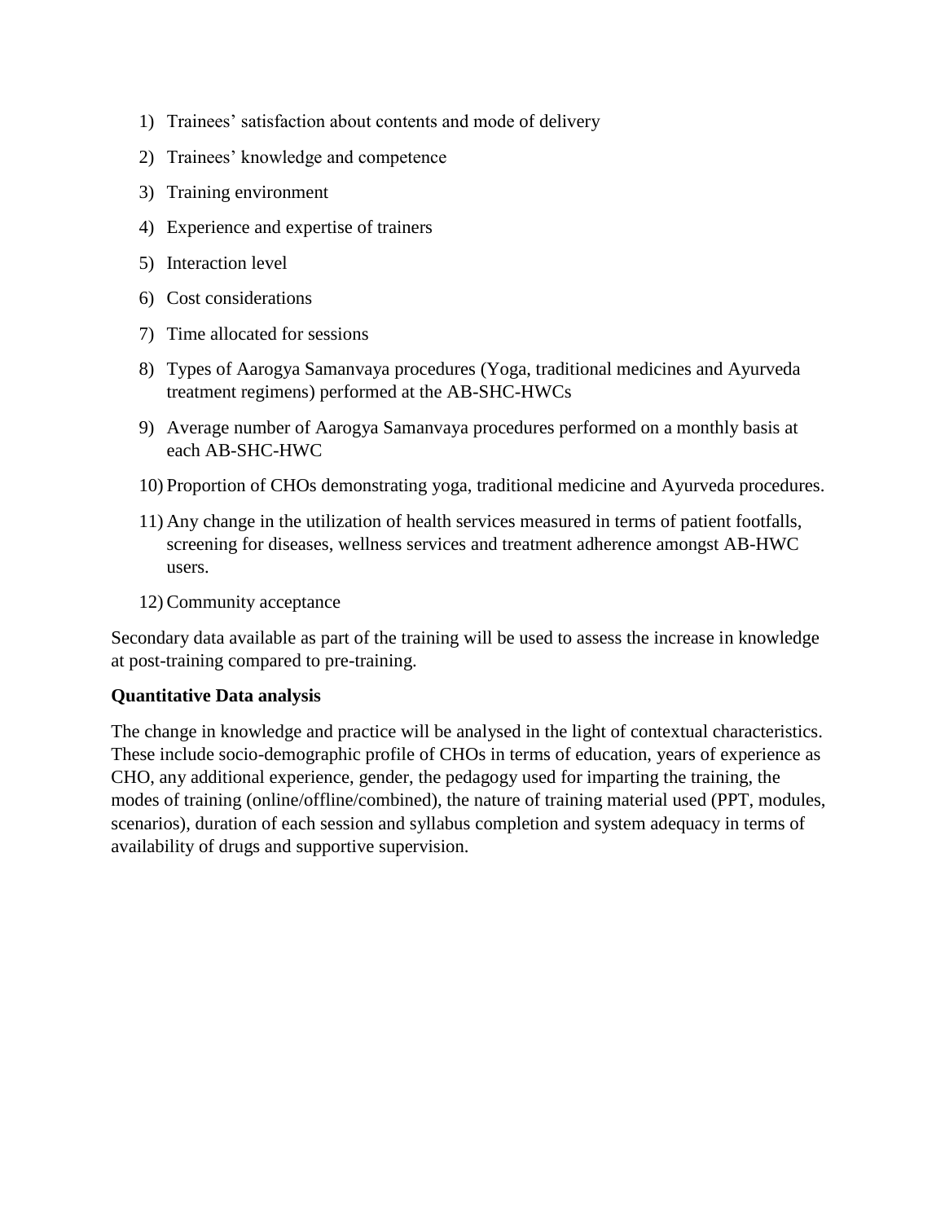1) Trainees' satisfaction about contents and mode of delivery
2) Trainees' knowledge and competence
3) Training environment
4) Experience and expertise of trainers
5) Interaction level
6) Cost considerations
7) Time allocated for sessions
8) Types of Aarogya Samanvaya procedures (Yoga, traditional medicines and Ayurveda treatment regimens) performed at the AB-SHC-HWCs
9) Average number of Aarogya Samanvaya procedures performed on a monthly basis at each AB-SHC-HWC
10) Proportion of CHOs demonstrating yoga, traditional medicine and Ayurveda procedures.
11) Any change in the utilization of health services measured in terms of patient footfalls, screening for diseases, wellness services and treatment adherence amongst AB-HWC users.
12) Community acceptance

Secondary data available as part of the training will be used to assess the increase in knowledge at post-training compared to pre-training.

**Quantitative Data analysis**

The change in knowledge and practice will be analysed in the light of contextual characteristics. These include socio-demographic profile of CHOs in terms of education, years of experience as CHO, any additional experience, gender, the pedagogy used for imparting the training, the modes of training (online/offline/combined), the nature of training material used (PPT, modules, scenarios), duration of each session and syllabus completion and system adequacy in terms of availability of drugs and supportive supervision.